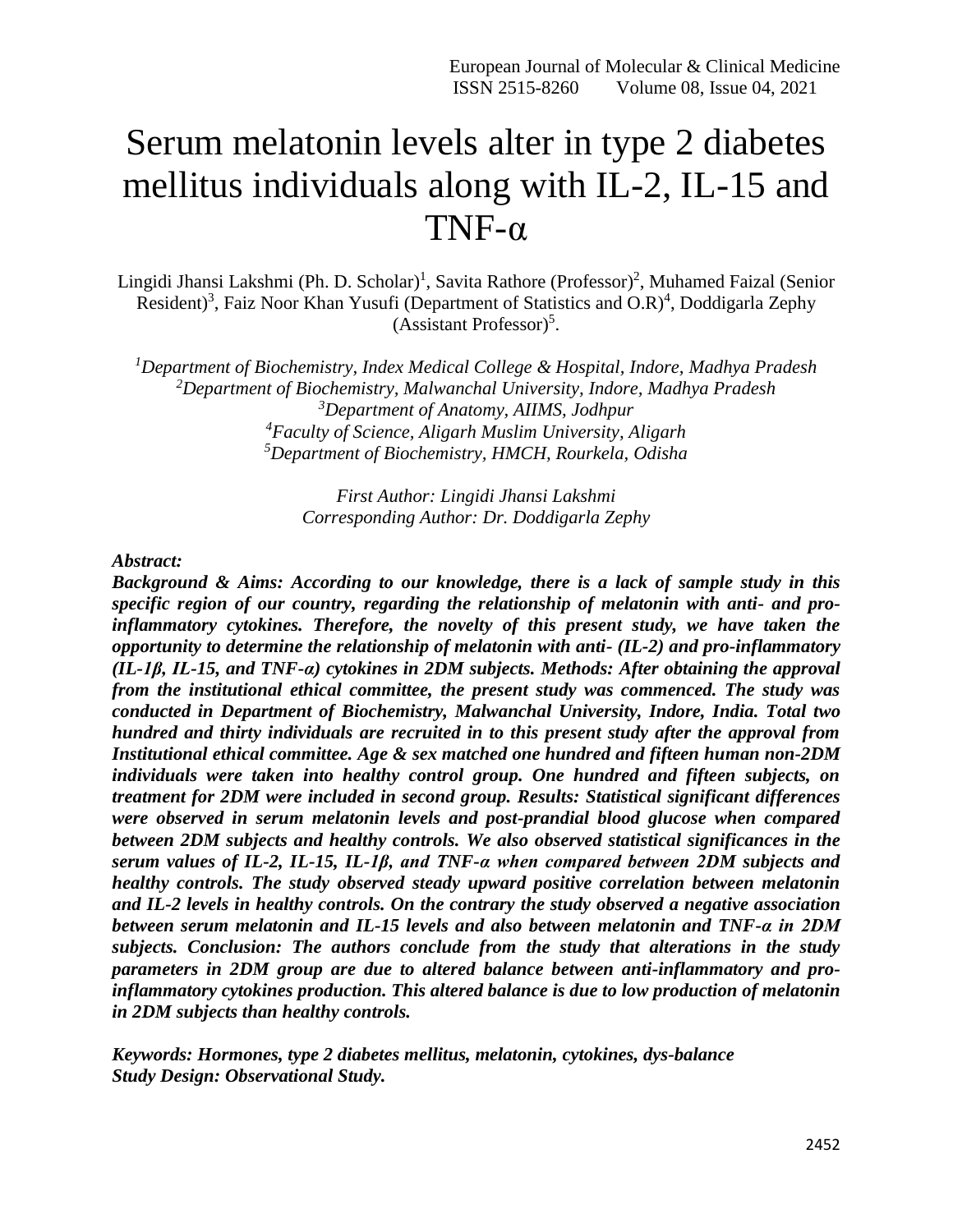# Serum melatonin levels alter in type 2 diabetes mellitus individuals along with IL-2, IL-15 and TNF-α

Lingidi Jhansi Lakshmi (Ph. D. Scholar)[1], Savita Rathore (Professor)[2], Muhamed Faizal (Senior Resident)[3], Faiz Noor Khan Yusufi (Department of Statistics and O.R)[4], Doddigarla Zephy (Assistant Professor)[5].

[1]*Department of Biochemistry, Index Medical College & Hospital, Indore, Madhya Pradesh*
[2]*Department of Biochemistry, Malwanchal University, Indore, Madhya Pradesh*
[3]*Department of Anatomy, AIIMS, Jodhpur*
[4]*Faculty of Science, Aligarh Muslim University, Aligarh*
[5]*Department of Biochemistry, HMCH, Rourkela, Odisha*

*First Author: Lingidi Jhansi Lakshmi*
*Corresponding Author: Dr. Doddigarla Zephy*

***Abstract:***

***Background & Aims: According to our knowledge, there is a lack of sample study in this specific region of our country, regarding the relationship of melatonin with anti- and pro-inflammatory cytokines. Therefore, the novelty of this present study, we have taken the opportunity to determine the relationship of melatonin with anti- (IL-2) and pro-inflammatory (IL-1β, IL-15, and TNF-α) cytokines in 2DM subjects. Methods: After obtaining the approval from the institutional ethical committee, the present study was commenced. The study was conducted in Department of Biochemistry, Malwanchal University, Indore, India. Total two hundred and thirty individuals are recruited in to this present study after the approval from Institutional ethical committee. Age & sex matched one hundred and fifteen human non-2DM individuals were taken into healthy control group. One hundred and fifteen subjects, on treatment for 2DM were included in second group. Results: Statistical significant differences were observed in serum melatonin levels and post-prandial blood glucose when compared between 2DM subjects and healthy controls. We also observed statistical significances in the serum values of IL-2, IL-15, IL-1β, and TNF-α when compared between 2DM subjects and healthy controls. The study observed steady upward positive correlation between melatonin and IL-2 levels in healthy controls. On the contrary the study observed a negative association between serum melatonin and IL-15 levels and also between melatonin and TNF-α in 2DM subjects. Conclusion: The authors conclude from the study that alterations in the study parameters in 2DM group are due to altered balance between anti-inflammatory and pro-inflammatory cytokines production. This altered balance is due to low production of melatonin in 2DM subjects than healthy controls.***

***Keywords: Hormones, type 2 diabetes mellitus, melatonin, cytokines, dys-balance***
***Study Design: Observational Study.***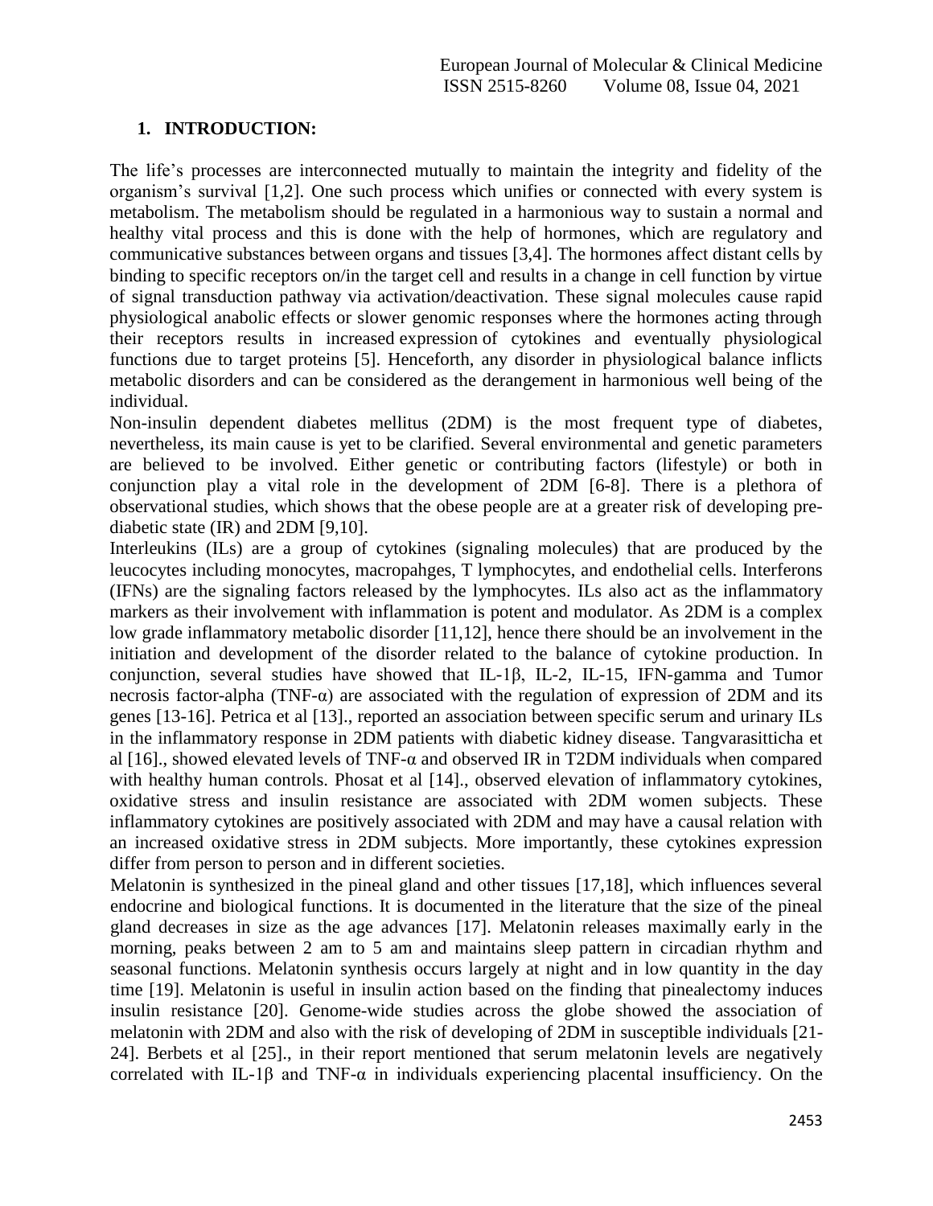## 1. INTRODUCTION:

The life's processes are interconnected mutually to maintain the integrity and fidelity of the organism's survival [1,2]. One such process which unifies or connected with every system is metabolism. The metabolism should be regulated in a harmonious way to sustain a normal and healthy vital process and this is done with the help of hormones, which are regulatory and communicative substances between organs and tissues [3,4]. The hormones affect distant cells by binding to specific receptors on/in the target cell and results in a change in cell function by virtue of signal transduction pathway via activation/deactivation. These signal molecules cause rapid physiological anabolic effects or slower genomic responses where the hormones acting through their receptors results in increased expression of cytokines and eventually physiological functions due to target proteins [5]. Henceforth, any disorder in physiological balance inflicts metabolic disorders and can be considered as the derangement in harmonious well being of the individual.

Non-insulin dependent diabetes mellitus (2DM) is the most frequent type of diabetes, nevertheless, its main cause is yet to be clarified. Several environmental and genetic parameters are believed to be involved. Either genetic or contributing factors (lifestyle) or both in conjunction play a vital role in the development of 2DM [6-8]. There is a plethora of observational studies, which shows that the obese people are at a greater risk of developing pre-diabetic state (IR) and 2DM [9,10].

Interleukins (ILs) are a group of cytokines (signaling molecules) that are produced by the leucocytes including monocytes, macropahges, T lymphocytes, and endothelial cells. Interferons (IFNs) are the signaling factors released by the lymphocytes. ILs also act as the inflammatory markers as their involvement with inflammation is potent and modulator. As 2DM is a complex low grade inflammatory metabolic disorder [11,12], hence there should be an involvement in the initiation and development of the disorder related to the balance of cytokine production. In conjunction, several studies have showed that IL-1β, IL-2, IL-15, IFN-gamma and Tumor necrosis factor-alpha (TNF-α) are associated with the regulation of expression of 2DM and its genes [13-16]. Petrica et al [13]., reported an association between specific serum and urinary ILs in the inflammatory response in 2DM patients with diabetic kidney disease. Tangvarasitticha et al [16]., showed elevated levels of TNF-α and observed IR in T2DM individuals when compared with healthy human controls. Phosat et al [14]., observed elevation of inflammatory cytokines, oxidative stress and insulin resistance are associated with 2DM women subjects. These inflammatory cytokines are positively associated with 2DM and may have a causal relation with an increased oxidative stress in 2DM subjects. More importantly, these cytokines expression differ from person to person and in different societies.

Melatonin is synthesized in the pineal gland and other tissues [17,18], which influences several endocrine and biological functions. It is documented in the literature that the size of the pineal gland decreases in size as the age advances [17]. Melatonin releases maximally early in the morning, peaks between 2 am to 5 am and maintains sleep pattern in circadian rhythm and seasonal functions. Melatonin synthesis occurs largely at night and in low quantity in the day time [19]. Melatonin is useful in insulin action based on the finding that pinealectomy induces insulin resistance [20]. Genome-wide studies across the globe showed the association of melatonin with 2DM and also with the risk of developing of 2DM in susceptible individuals [21-24]. Berbets et al [25]., in their report mentioned that serum melatonin levels are negatively correlated with IL-1β and TNF-α in individuals experiencing placental insufficiency. On the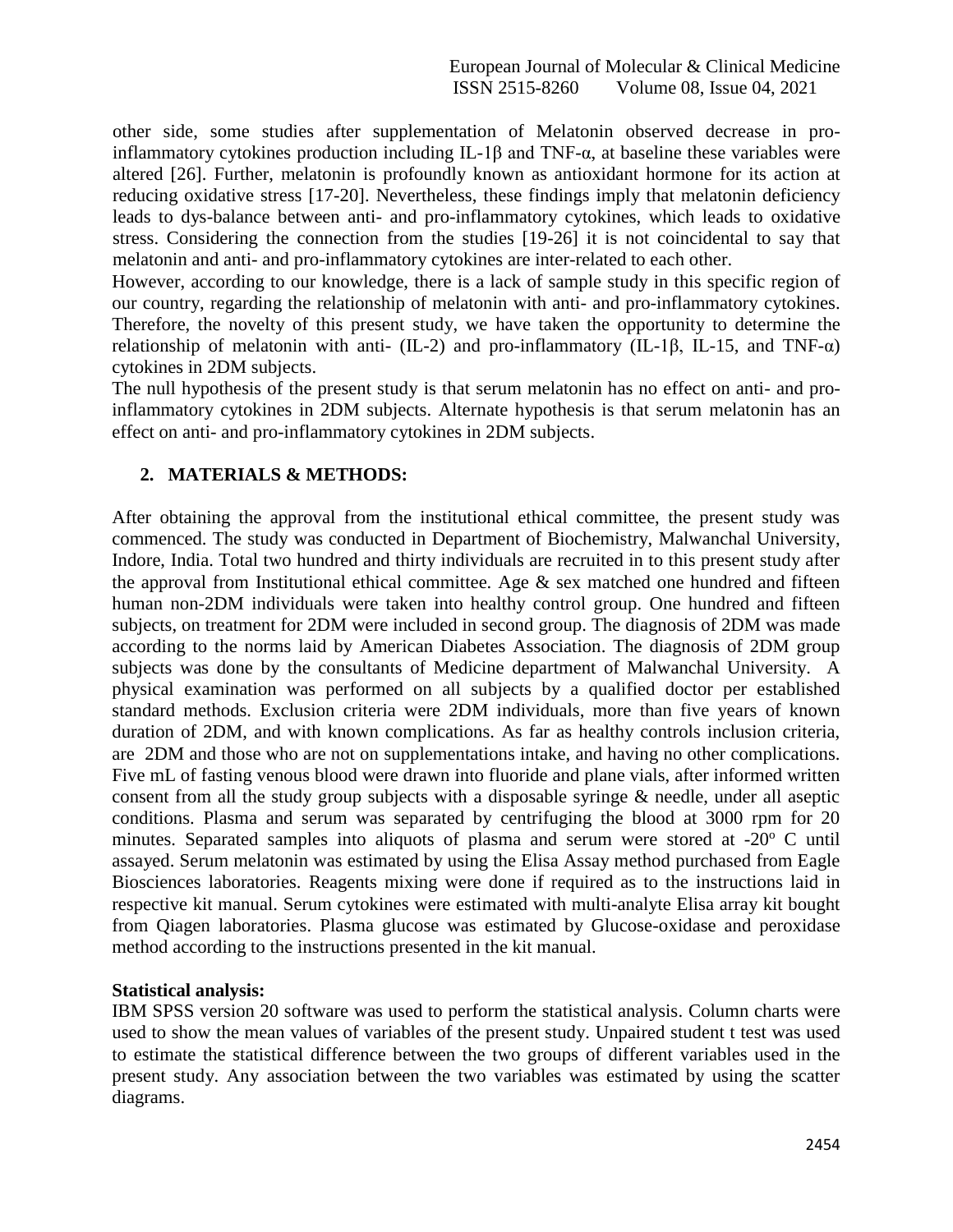other side, some studies after supplementation of Melatonin observed decrease in pro-inflammatory cytokines production including IL-1β and TNF-α, at baseline these variables were altered [26]. Further, melatonin is profoundly known as antioxidant hormone for its action at reducing oxidative stress [17-20]. Nevertheless, these findings imply that melatonin deficiency leads to dys-balance between anti- and pro-inflammatory cytokines, which leads to oxidative stress. Considering the connection from the studies [19-26] it is not coincidental to say that melatonin and anti- and pro-inflammatory cytokines are inter-related to each other.

However, according to our knowledge, there is a lack of sample study in this specific region of our country, regarding the relationship of melatonin with anti- and pro-inflammatory cytokines. Therefore, the novelty of this present study, we have taken the opportunity to determine the relationship of melatonin with anti- (IL-2) and pro-inflammatory (IL-1β, IL-15, and TNF-α) cytokines in 2DM subjects.

The null hypothesis of the present study is that serum melatonin has no effect on anti- and pro-inflammatory cytokines in 2DM subjects. Alternate hypothesis is that serum melatonin has an effect on anti- and pro-inflammatory cytokines in 2DM subjects.

## 2. MATERIALS & METHODS:

After obtaining the approval from the institutional ethical committee, the present study was commenced. The study was conducted in Department of Biochemistry, Malwanchal University, Indore, India. Total two hundred and thirty individuals are recruited in to this present study after the approval from Institutional ethical committee. Age & sex matched one hundred and fifteen human non-2DM individuals were taken into healthy control group. One hundred and fifteen subjects, on treatment for 2DM were included in second group. The diagnosis of 2DM was made according to the norms laid by American Diabetes Association. The diagnosis of 2DM group subjects was done by the consultants of Medicine department of Malwanchal University. A physical examination was performed on all subjects by a qualified doctor per established standard methods. Exclusion criteria were 2DM individuals, more than five years of known duration of 2DM, and with known complications. As far as healthy controls inclusion criteria, are 2DM and those who are not on supplementations intake, and having no other complications. Five mL of fasting venous blood were drawn into fluoride and plane vials, after informed written consent from all the study group subjects with a disposable syringe & needle, under all aseptic conditions. Plasma and serum was separated by centrifuging the blood at 3000 rpm for 20 minutes. Separated samples into aliquots of plasma and serum were stored at -20º C until assayed. Serum melatonin was estimated by using the Elisa Assay method purchased from Eagle Biosciences laboratories. Reagents mixing were done if required as to the instructions laid in respective kit manual. Serum cytokines were estimated with multi-analyte Elisa array kit bought from Qiagen laboratories. Plasma glucose was estimated by Glucose-oxidase and peroxidase method according to the instructions presented in the kit manual.

**Statistical analysis:**

IBM SPSS version 20 software was used to perform the statistical analysis. Column charts were used to show the mean values of variables of the present study. Unpaired student t test was used to estimate the statistical difference between the two groups of different variables used in the present study. Any association between the two variables was estimated by using the scatter diagrams.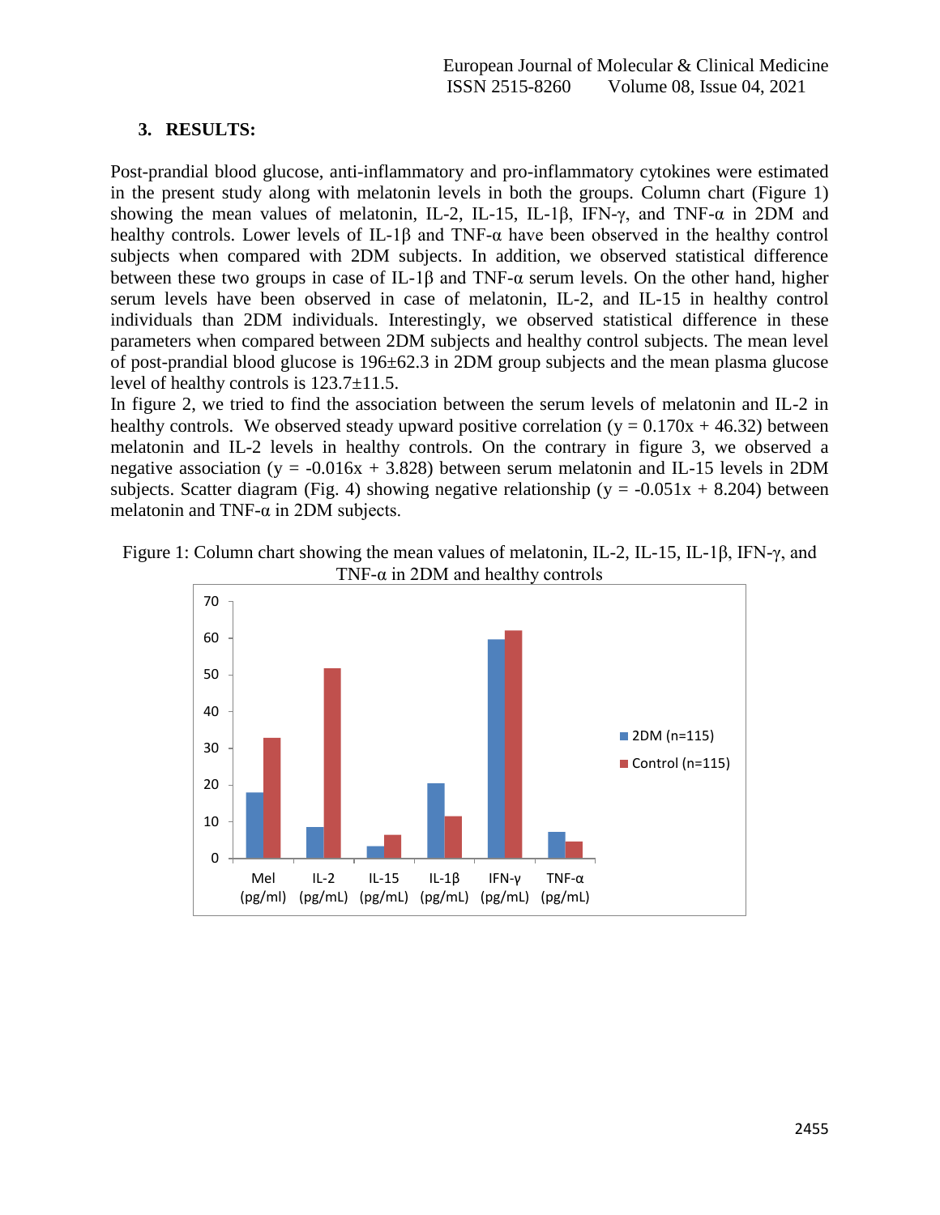## 3. RESULTS:

Post-prandial blood glucose, anti-inflammatory and pro-inflammatory cytokines were estimated in the present study along with melatonin levels in both the groups. Column chart (Figure 1) showing the mean values of melatonin, IL-2, IL-15, IL-1β, IFN-γ, and TNF-α in 2DM and healthy controls. Lower levels of IL-1β and TNF-α have been observed in the healthy control subjects when compared with 2DM subjects. In addition, we observed statistical difference between these two groups in case of IL-1β and TNF-α serum levels. On the other hand, higher serum levels have been observed in case of melatonin, IL-2, and IL-15 in healthy control individuals than 2DM individuals. Interestingly, we observed statistical difference in these parameters when compared between 2DM subjects and healthy control subjects. The mean level of post-prandial blood glucose is 196±62.3 in 2DM group subjects and the mean plasma glucose level of healthy controls is 123.7±11.5.

In figure 2, we tried to find the association between the serum levels of melatonin and IL-2 in healthy controls. We observed steady upward positive correlation ($y = 0.170x + 46.32$) between melatonin and IL-2 levels in healthy controls. On the contrary in figure 3, we observed a negative association ($y = -0.016x + 3.828$) between serum melatonin and IL-15 levels in 2DM subjects. Scatter diagram (Fig. 4) showing negative relationship ($y = -0.051x + 8.204$) between melatonin and TNF-α in 2DM subjects.

Figure 1: Column chart showing the mean values of melatonin, IL-2, IL-15, IL-1β, IFN-γ, and TNF-α in 2DM and healthy controls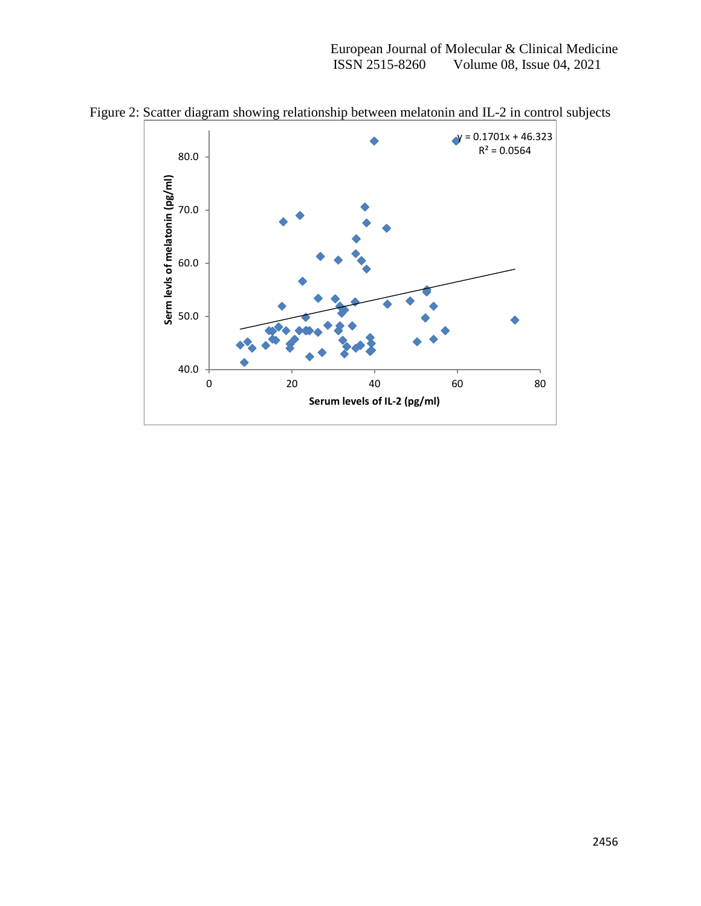Figure 2: Scatter diagram showing relationship between melatonin and IL-2 in control subjects

$y = 0.1701x + 46.323$

$R^2 = 0.0564$

Serm levls of melatonin (pg/ml)

Serum levels of IL-2 (pg/ml)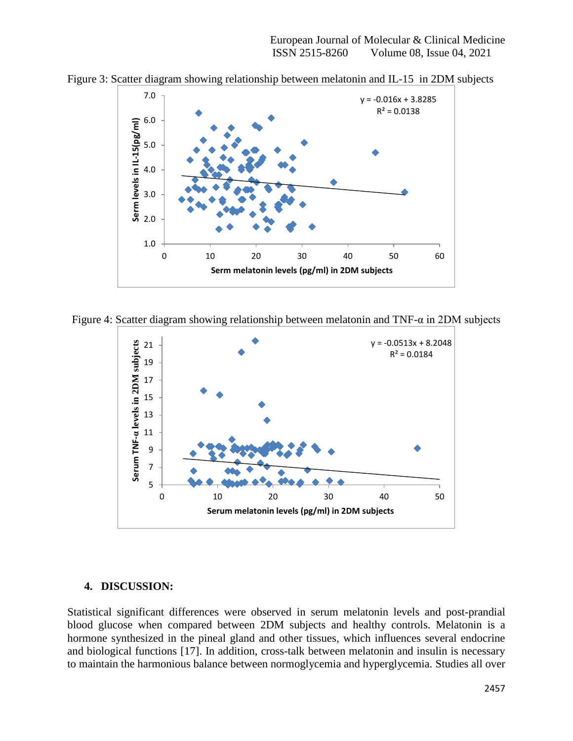Figure 3: Scatter diagram showing relationship between melatonin and IL-15 in 2DM subjects

Figure 4: Scatter diagram showing relationship between melatonin and TNF-α in 2DM subjects

## 4. DISCUSSION:

Statistical significant differences were observed in serum melatonin levels and post-prandial blood glucose when compared between 2DM subjects and healthy controls. Melatonin is a hormone synthesized in the pineal gland and other tissues, which influences several endocrine and biological functions [17]. In addition, cross-talk between melatonin and insulin is necessary to maintain the harmonious balance between normoglycemia and hyperglycemia. Studies all over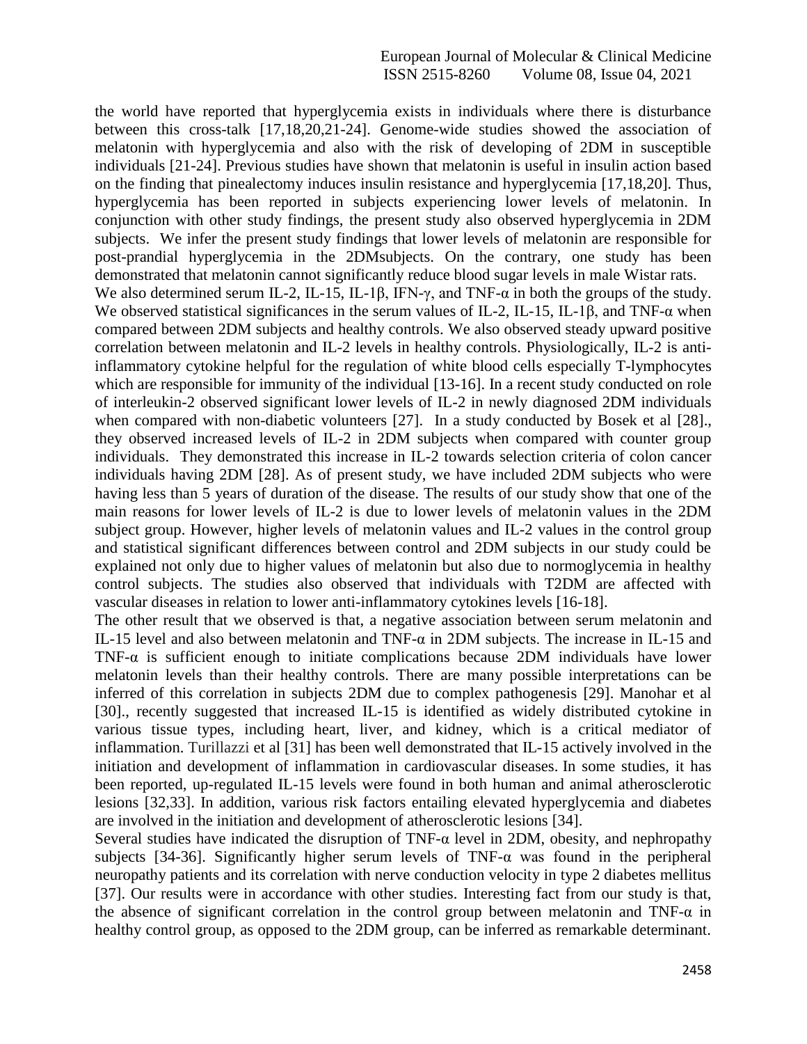the world have reported that hyperglycemia exists in individuals where there is disturbance between this cross-talk [17,18,20,21-24]. Genome-wide studies showed the association of melatonin with hyperglycemia and also with the risk of developing of 2DM in susceptible individuals [21-24]. Previous studies have shown that melatonin is useful in insulin action based on the finding that pinealectomy induces insulin resistance and hyperglycemia [17,18,20]. Thus, hyperglycemia has been reported in subjects experiencing lower levels of melatonin. In conjunction with other study findings, the present study also observed hyperglycemia in 2DM subjects. We infer the present study findings that lower levels of melatonin are responsible for post-prandial hyperglycemia in the 2DMsubjects. On the contrary, one study has been demonstrated that melatonin cannot significantly reduce blood sugar levels in male Wistar rats.

We also determined serum IL-2, IL-15, IL-1β, IFN-γ, and TNF-α in both the groups of the study. We observed statistical significances in the serum values of IL-2, IL-15, IL-1β, and TNF-α when compared between 2DM subjects and healthy controls. We also observed steady upward positive correlation between melatonin and IL-2 levels in healthy controls. Physiologically, IL-2 is anti-inflammatory cytokine helpful for the regulation of white blood cells especially T-lymphocytes which are responsible for immunity of the individual [13-16]. In a recent study conducted on role of interleukin-2 observed significant lower levels of IL-2 in newly diagnosed 2DM individuals when compared with non-diabetic volunteers [27]. In a study conducted by Bosek et al [28]., they observed increased levels of IL-2 in 2DM subjects when compared with counter group individuals. They demonstrated this increase in IL-2 towards selection criteria of colon cancer individuals having 2DM [28]. As of present study, we have included 2DM subjects who were having less than 5 years of duration of the disease. The results of our study show that one of the main reasons for lower levels of IL-2 is due to lower levels of melatonin values in the 2DM subject group. However, higher levels of melatonin values and IL-2 values in the control group and statistical significant differences between control and 2DM subjects in our study could be explained not only due to higher values of melatonin but also due to normoglycemia in healthy control subjects. The studies also observed that individuals with T2DM are affected with vascular diseases in relation to lower anti-inflammatory cytokines levels [16-18].

The other result that we observed is that, a negative association between serum melatonin and IL-15 level and also between melatonin and TNF-α in 2DM subjects. The increase in IL-15 and TNF-α is sufficient enough to initiate complications because 2DM individuals have lower melatonin levels than their healthy controls. There are many possible interpretations can be inferred of this correlation in subjects 2DM due to complex pathogenesis [29]. Manohar et al [30]., recently suggested that increased IL-15 is identified as widely distributed cytokine in various tissue types, including heart, liver, and kidney, which is a critical mediator of inflammation. Turillazzi et al [31] has been well demonstrated that IL-15 actively involved in the initiation and development of inflammation in cardiovascular diseases. In some studies, it has been reported, up-regulated IL-15 levels were found in both human and animal atherosclerotic lesions [32,33]. In addition, various risk factors entailing elevated hyperglycemia and diabetes are involved in the initiation and development of atherosclerotic lesions [34].

Several studies have indicated the disruption of TNF-α level in 2DM, obesity, and nephropathy subjects [34-36]. Significantly higher serum levels of TNF-α was found in the peripheral neuropathy patients and its correlation with nerve conduction velocity in type 2 diabetes mellitus [37]. Our results were in accordance with other studies. Interesting fact from our study is that, the absence of significant correlation in the control group between melatonin and TNF-α in healthy control group, as opposed to the 2DM group, can be inferred as remarkable determinant.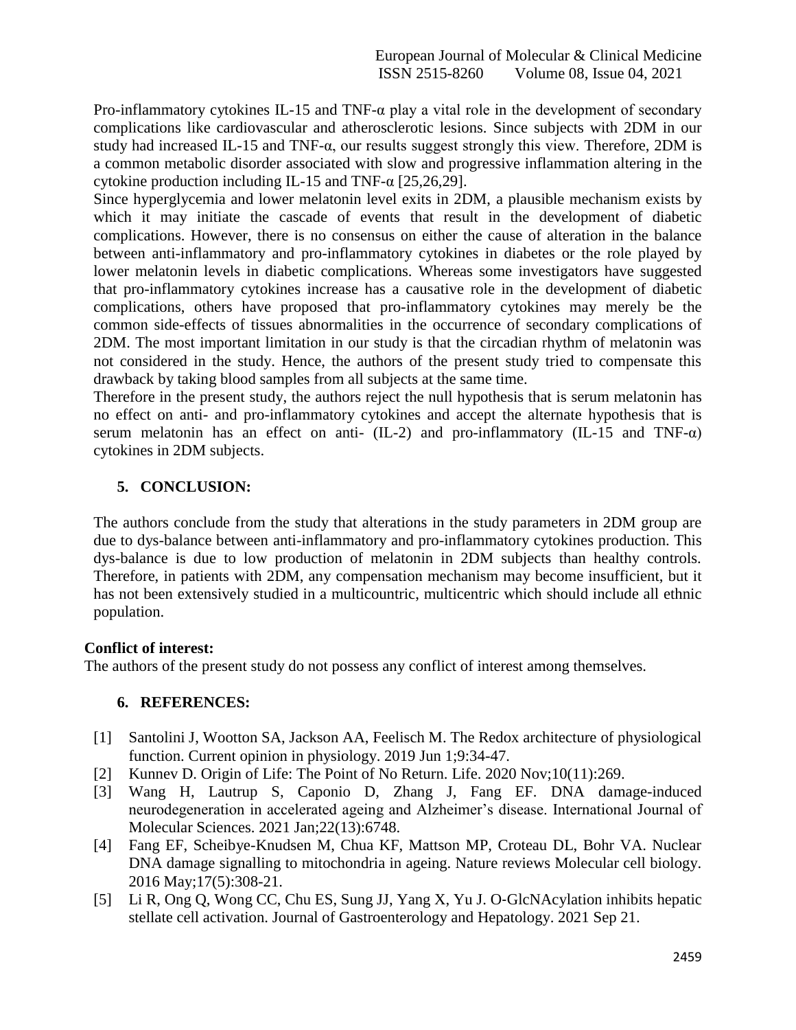Pro-inflammatory cytokines IL-15 and TNF-α play a vital role in the development of secondary complications like cardiovascular and atherosclerotic lesions. Since subjects with 2DM in our study had increased IL-15 and TNF-α, our results suggest strongly this view. Therefore, 2DM is a common metabolic disorder associated with slow and progressive inflammation altering in the cytokine production including IL-15 and TNF-α [25,26,29].

Since hyperglycemia and lower melatonin level exits in 2DM, a plausible mechanism exists by which it may initiate the cascade of events that result in the development of diabetic complications. However, there is no consensus on either the cause of alteration in the balance between anti-inflammatory and pro-inflammatory cytokines in diabetes or the role played by lower melatonin levels in diabetic complications. Whereas some investigators have suggested that pro-inflammatory cytokines increase has a causative role in the development of diabetic complications, others have proposed that pro-inflammatory cytokines may merely be the common side-effects of tissues abnormalities in the occurrence of secondary complications of 2DM. The most important limitation in our study is that the circadian rhythm of melatonin was not considered in the study. Hence, the authors of the present study tried to compensate this drawback by taking blood samples from all subjects at the same time.

Therefore in the present study, the authors reject the null hypothesis that is serum melatonin has no effect on anti- and pro-inflammatory cytokines and accept the alternate hypothesis that is serum melatonin has an effect on anti- (IL-2) and pro-inflammatory (IL-15 and TNF-α) cytokines in 2DM subjects.

## 5. CONCLUSION:

The authors conclude from the study that alterations in the study parameters in 2DM group are due to dys-balance between anti-inflammatory and pro-inflammatory cytokines production. This dys-balance is due to low production of melatonin in 2DM subjects than healthy controls. Therefore, in patients with 2DM, any compensation mechanism may become insufficient, but it has not been extensively studied in a multicountric, multicentric which should include all ethnic population.

**Conflict of interest:**

The authors of the present study do not possess any conflict of interest among themselves.

## 6. REFERENCES:

[1] Santolini J, Wootton SA, Jackson AA, Feelisch M. The Redox architecture of physiological function. Current opinion in physiology. 2019 Jun 1;9:34-47.

[2] Kunnev D. Origin of Life: The Point of No Return. Life. 2020 Nov;10(11):269.

[3] Wang H, Lautrup S, Caponio D, Zhang J, Fang EF. DNA damage-induced neurodegeneration in accelerated ageing and Alzheimer's disease. International Journal of Molecular Sciences. 2021 Jan;22(13):6748.

[4] Fang EF, Scheibye-Knudsen M, Chua KF, Mattson MP, Croteau DL, Bohr VA. Nuclear DNA damage signalling to mitochondria in ageing. Nature reviews Molecular cell biology. 2016 May;17(5):308-21.

[5] Li R, Ong Q, Wong CC, Chu ES, Sung JJ, Yang X, Yu J. O-GlcNAcylation inhibits hepatic stellate cell activation. Journal of Gastroenterology and Hepatology. 2021 Sep 21.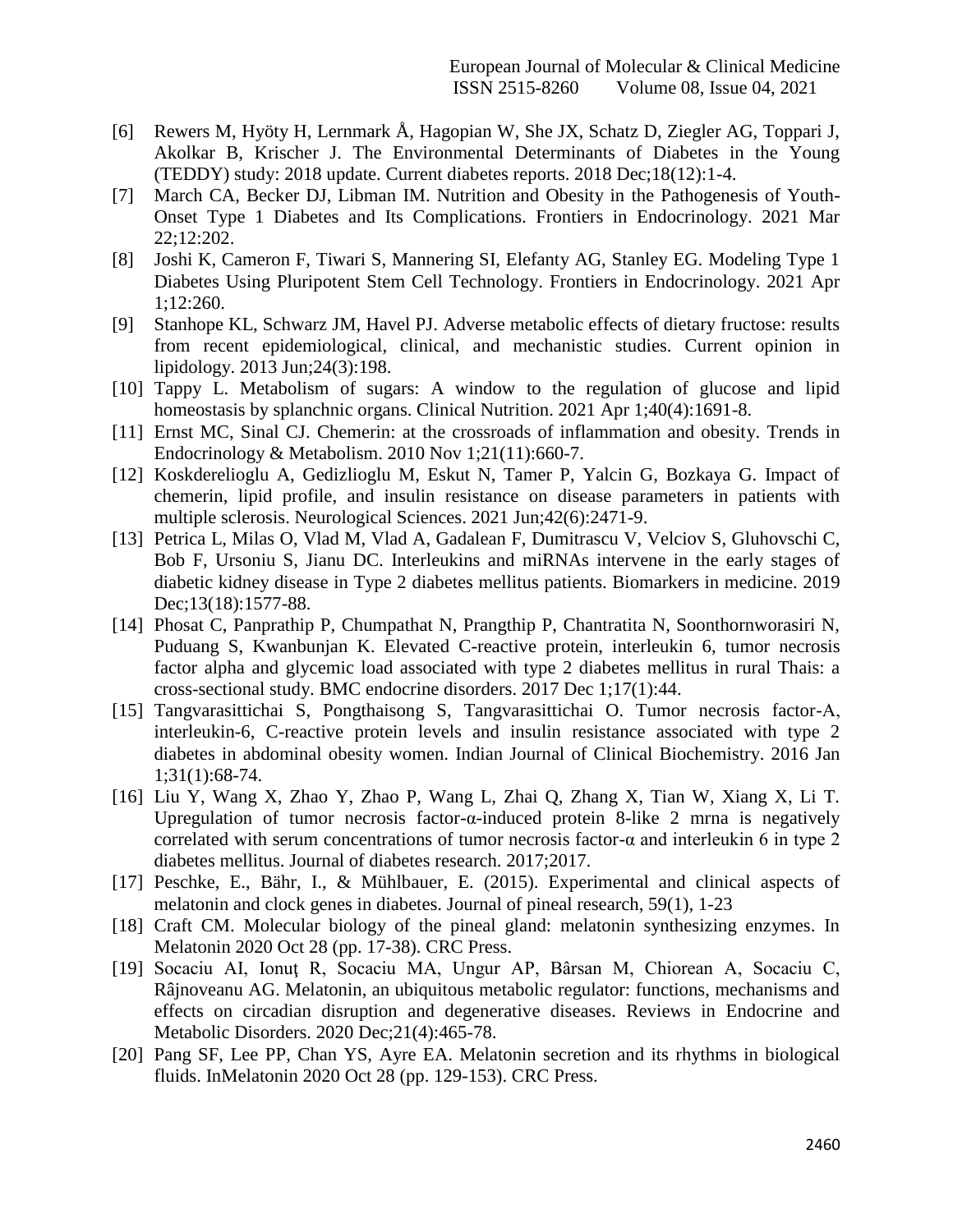[6] Rewers M, Hyöty H, Lernmark Å, Hagopian W, She JX, Schatz D, Ziegler AG, Toppari J, Akolkar B, Krischer J. The Environmental Determinants of Diabetes in the Young (TEDDY) study: 2018 update. Current diabetes reports. 2018 Dec;18(12):1-4.

[7] March CA, Becker DJ, Libman IM. Nutrition and Obesity in the Pathogenesis of Youth-Onset Type 1 Diabetes and Its Complications. Frontiers in Endocrinology. 2021 Mar 22;12:202.

[8] Joshi K, Cameron F, Tiwari S, Mannering SI, Elefanty AG, Stanley EG. Modeling Type 1 Diabetes Using Pluripotent Stem Cell Technology. Frontiers in Endocrinology. 2021 Apr 1;12:260.

[9] Stanhope KL, Schwarz JM, Havel PJ. Adverse metabolic effects of dietary fructose: results from recent epidemiological, clinical, and mechanistic studies. Current opinion in lipidology. 2013 Jun;24(3):198.

[10] Tappy L. Metabolism of sugars: A window to the regulation of glucose and lipid homeostasis by splanchnic organs. Clinical Nutrition. 2021 Apr 1;40(4):1691-8.

[11] Ernst MC, Sinal CJ. Chemerin: at the crossroads of inflammation and obesity. Trends in Endocrinology & Metabolism. 2010 Nov 1;21(11):660-7.

[12] Koskderelioglu A, Gedizlioglu M, Eskut N, Tamer P, Yalcin G, Bozkaya G. Impact of chemerin, lipid profile, and insulin resistance on disease parameters in patients with multiple sclerosis. Neurological Sciences. 2021 Jun;42(6):2471-9.

[13] Petrica L, Milas O, Vlad M, Vlad A, Gadalean F, Dumitrascu V, Velciov S, Gluhovschi C, Bob F, Ursoniu S, Jianu DC. Interleukins and miRNAs intervene in the early stages of diabetic kidney disease in Type 2 diabetes mellitus patients. Biomarkers in medicine. 2019 Dec;13(18):1577-88.

[14] Phosat C, Panprathip P, Chumpathat N, Prangthip P, Chantratita N, Soonthornworasiri N, Puduang S, Kwanbunjan K. Elevated C-reactive protein, interleukin 6, tumor necrosis factor alpha and glycemic load associated with type 2 diabetes mellitus in rural Thais: a cross-sectional study. BMC endocrine disorders. 2017 Dec 1;17(1):44.

[15] Tangvarasittichai S, Pongthaisong S, Tangvarasittichai O. Tumor necrosis factor-A, interleukin-6, C-reactive protein levels and insulin resistance associated with type 2 diabetes in abdominal obesity women. Indian Journal of Clinical Biochemistry. 2016 Jan 1;31(1):68-74.

[16] Liu Y, Wang X, Zhao Y, Zhao P, Wang L, Zhai Q, Zhang X, Tian W, Xiang X, Li T. Upregulation of tumor necrosis factor-α-induced protein 8-like 2 mrna is negatively correlated with serum concentrations of tumor necrosis factor-α and interleukin 6 in type 2 diabetes mellitus. Journal of diabetes research. 2017;2017.

[17] Peschke, E., Bähr, I., & Mühlbauer, E. (2015). Experimental and clinical aspects of melatonin and clock genes in diabetes. Journal of pineal research, 59(1), 1-23

[18] Craft CM. Molecular biology of the pineal gland: melatonin synthesizing enzymes. In Melatonin 2020 Oct 28 (pp. 17-38). CRC Press.

[19] Socaciu AI, Ionuţ R, Socaciu MA, Ungur AP, Bârsan M, Chiorean A, Socaciu C, Râjnoveanu AG. Melatonin, an ubiquitous metabolic regulator: functions, mechanisms and effects on circadian disruption and degenerative diseases. Reviews in Endocrine and Metabolic Disorders. 2020 Dec;21(4):465-78.

[20] Pang SF, Lee PP, Chan YS, Ayre EA. Melatonin secretion and its rhythms in biological fluids. InMelatonin 2020 Oct 28 (pp. 129-153). CRC Press.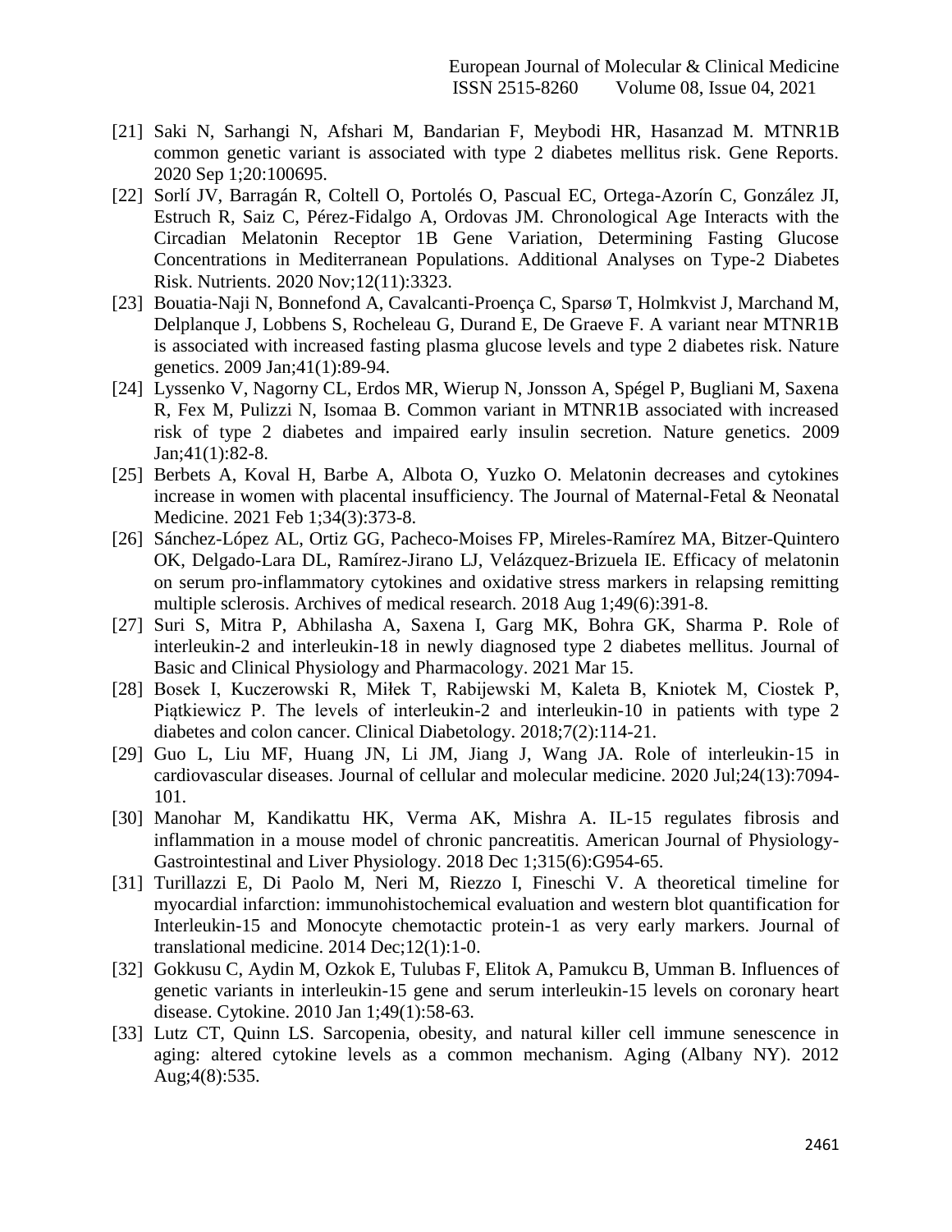[21] Saki N, Sarhangi N, Afshari M, Bandarian F, Meybodi HR, Hasanzad M. MTNR1B common genetic variant is associated with type 2 diabetes mellitus risk. Gene Reports. 2020 Sep 1;20:100695.

[22] Sorlí JV, Barragán R, Coltell O, Portolés O, Pascual EC, Ortega-Azorín C, González JI, Estruch R, Saiz C, Pérez-Fidalgo A, Ordovas JM. Chronological Age Interacts with the Circadian Melatonin Receptor 1B Gene Variation, Determining Fasting Glucose Concentrations in Mediterranean Populations. Additional Analyses on Type-2 Diabetes Risk. Nutrients. 2020 Nov;12(11):3323.

[23] Bouatia-Naji N, Bonnefond A, Cavalcanti-Proença C, Sparsø T, Holmkvist J, Marchand M, Delplanque J, Lobbens S, Rocheleau G, Durand E, De Graeve F. A variant near MTNR1B is associated with increased fasting plasma glucose levels and type 2 diabetes risk. Nature genetics. 2009 Jan;41(1):89-94.

[24] Lyssenko V, Nagorny CL, Erdos MR, Wierup N, Jonsson A, Spégel P, Bugliani M, Saxena R, Fex M, Pulizzi N, Isomaa B. Common variant in MTNR1B associated with increased risk of type 2 diabetes and impaired early insulin secretion. Nature genetics. 2009 Jan;41(1):82-8.

[25] Berbets A, Koval H, Barbe A, Albota O, Yuzko O. Melatonin decreases and cytokines increase in women with placental insufficiency. The Journal of Maternal-Fetal & Neonatal Medicine. 2021 Feb 1;34(3):373-8.

[26] Sánchez-López AL, Ortiz GG, Pacheco-Moises FP, Mireles-Ramírez MA, Bitzer-Quintero OK, Delgado-Lara DL, Ramírez-Jirano LJ, Velázquez-Brizuela IE. Efficacy of melatonin on serum pro-inflammatory cytokines and oxidative stress markers in relapsing remitting multiple sclerosis. Archives of medical research. 2018 Aug 1;49(6):391-8.

[27] Suri S, Mitra P, Abhilasha A, Saxena I, Garg MK, Bohra GK, Sharma P. Role of interleukin-2 and interleukin-18 in newly diagnosed type 2 diabetes mellitus. Journal of Basic and Clinical Physiology and Pharmacology. 2021 Mar 15.

[28] Bosek I, Kuczerowski R, Miłek T, Rabijewski M, Kaleta B, Kniotek M, Ciostek P, Piątkiewicz P. The levels of interleukin-2 and interleukin-10 in patients with type 2 diabetes and colon cancer. Clinical Diabetology. 2018;7(2):114-21.

[29] Guo L, Liu MF, Huang JN, Li JM, Jiang J, Wang JA. Role of interleukin-15 in cardiovascular diseases. Journal of cellular and molecular medicine. 2020 Jul;24(13):7094-101.

[30] Manohar M, Kandikattu HK, Verma AK, Mishra A. IL-15 regulates fibrosis and inflammation in a mouse model of chronic pancreatitis. American Journal of Physiology-Gastrointestinal and Liver Physiology. 2018 Dec 1;315(6):G954-65.

[31] Turillazzi E, Di Paolo M, Neri M, Riezzo I, Fineschi V. A theoretical timeline for myocardial infarction: immunohistochemical evaluation and western blot quantification for Interleukin-15 and Monocyte chemotactic protein-1 as very early markers. Journal of translational medicine. 2014 Dec;12(1):1-0.

[32] Gokkusu C, Aydin M, Ozkok E, Tulubas F, Elitok A, Pamukcu B, Umman B. Influences of genetic variants in interleukin-15 gene and serum interleukin-15 levels on coronary heart disease. Cytokine. 2010 Jan 1;49(1):58-63.

[33] Lutz CT, Quinn LS. Sarcopenia, obesity, and natural killer cell immune senescence in aging: altered cytokine levels as a common mechanism. Aging (Albany NY). 2012 Aug;4(8):535.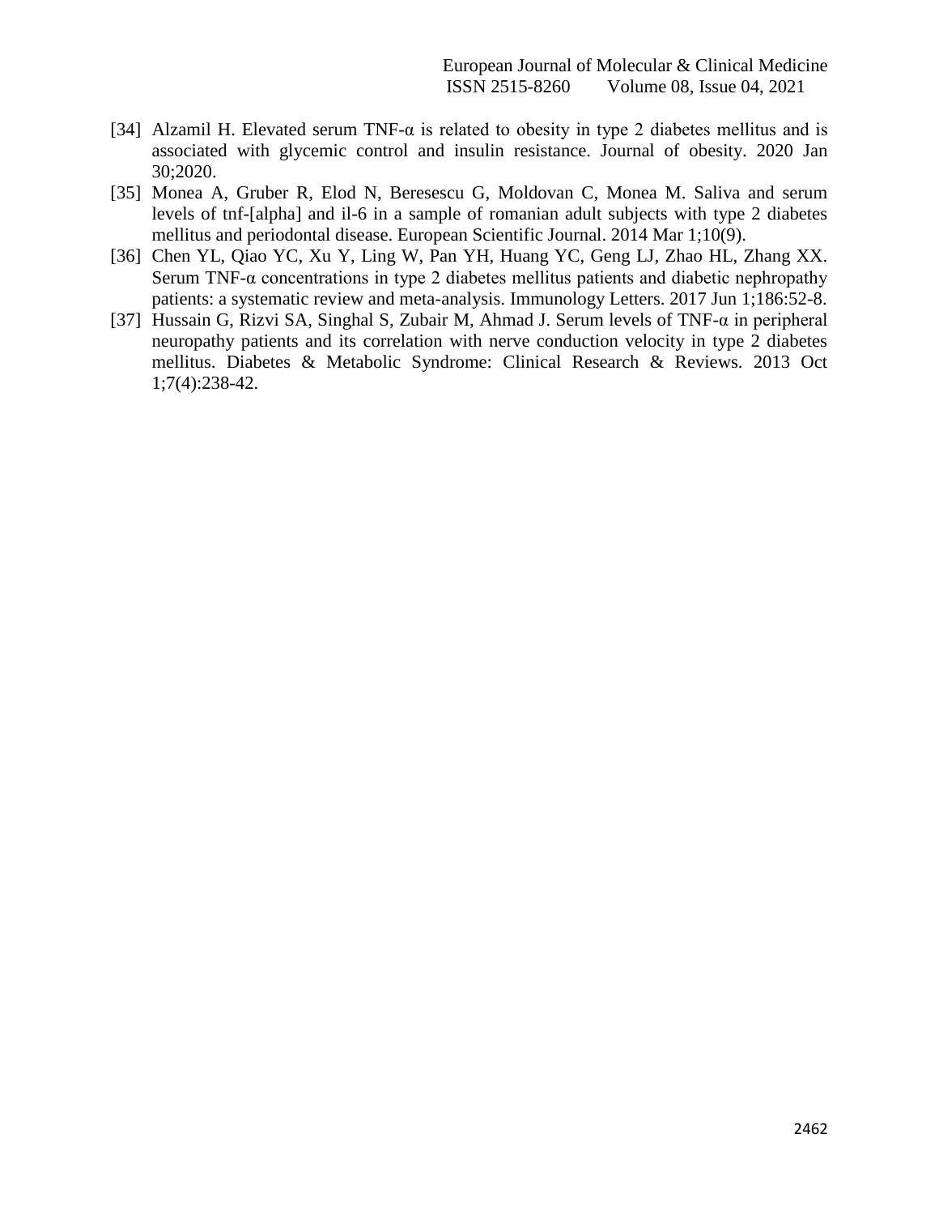[34] Alzamil H. Elevated serum TNF-α is related to obesity in type 2 diabetes mellitus and is associated with glycemic control and insulin resistance. Journal of obesity. 2020 Jan 30;2020.

[35] Monea A, Gruber R, Elod N, Beresescu G, Moldovan C, Monea M. Saliva and serum levels of tnf-[alpha] and il-6 in a sample of romanian adult subjects with type 2 diabetes mellitus and periodontal disease. European Scientific Journal. 2014 Mar 1;10(9).

[36] Chen YL, Qiao YC, Xu Y, Ling W, Pan YH, Huang YC, Geng LJ, Zhao HL, Zhang XX. Serum TNF-α concentrations in type 2 diabetes mellitus patients and diabetic nephropathy patients: a systematic review and meta-analysis. Immunology Letters. 2017 Jun 1;186:52-8.

[37] Hussain G, Rizvi SA, Singhal S, Zubair M, Ahmad J. Serum levels of TNF-α in peripheral neuropathy patients and its correlation with nerve conduction velocity in type 2 diabetes mellitus. Diabetes & Metabolic Syndrome: Clinical Research & Reviews. 2013 Oct 1;7(4):238-42.